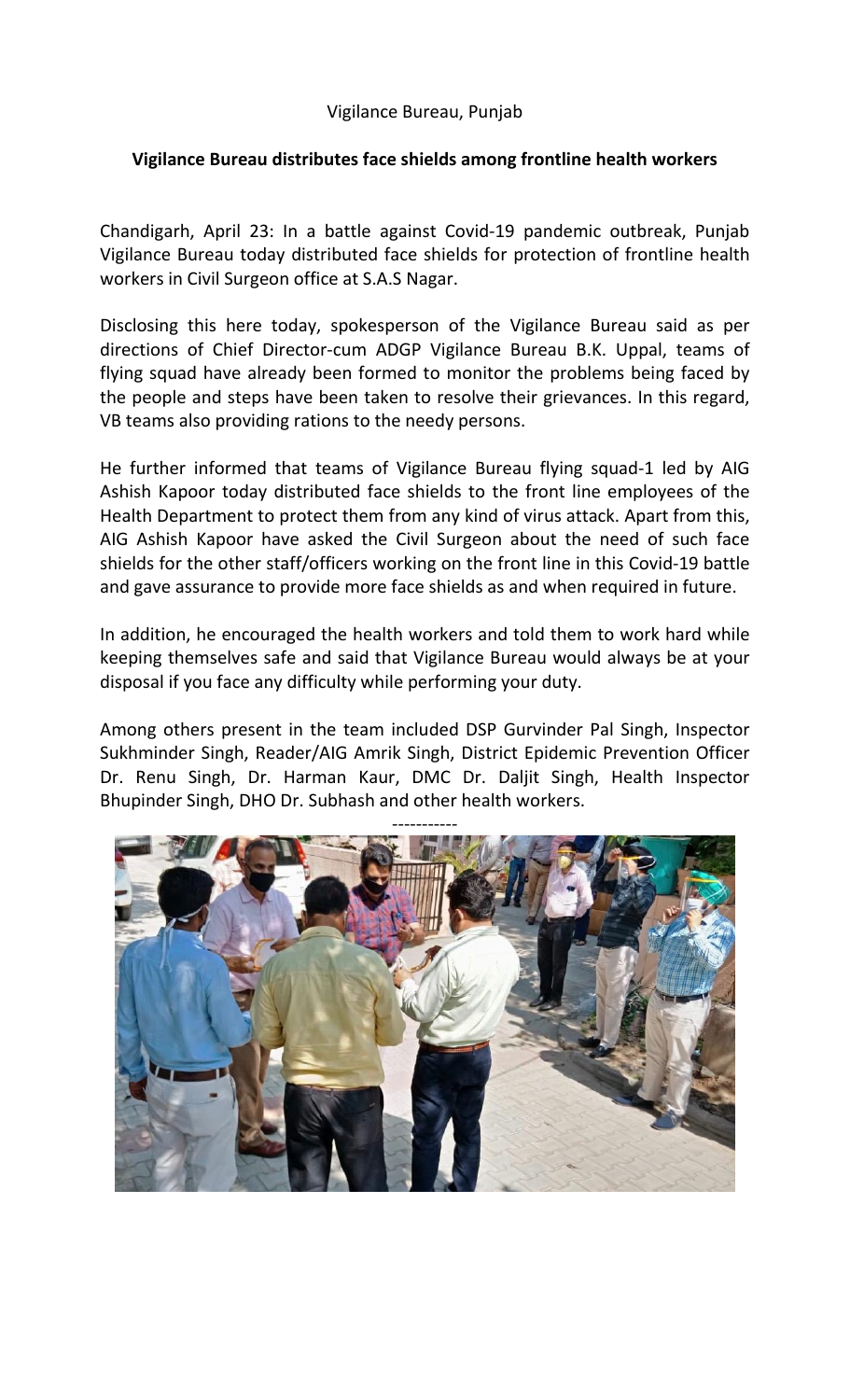Vigilance Bureau, Punjab

**Vigilance Bureau distributes face shields among frontline health workers**

Chandigarh, April 23: In a battle against Covid-19 pandemic outbreak, Punjab Vigilance Bureau today distributed face shields for protection of frontline health workers in Civil Surgeon office at S.A.S Nagar.

Disclosing this here today, spokesperson of the Vigilance Bureau said as per directions of Chief Director-cum ADGP Vigilance Bureau B.K. Uppal, teams of flying squad have already been formed to monitor the problems being faced by the people and steps have been taken to resolve their grievances. In this regard, VB teams also providing rations to the needy persons.

He further informed that teams of Vigilance Bureau flying squad-1 led by AIG Ashish Kapoor today distributed face shields to the front line employees of the Health Department to protect them from any kind of virus attack. Apart from this, AIG Ashish Kapoor have asked the Civil Surgeon about the need of such face shields for the other staff/officers working on the front line in this Covid-19 battle and gave assurance to provide more face shields as and when required in future.

In addition, he encouraged the health workers and told them to work hard while keeping themselves safe and said that Vigilance Bureau would always be at your disposal if you face any difficulty while performing your duty.

Among others present in the team included DSP Gurvinder Pal Singh, Inspector Sukhminder Singh, Reader/AIG Amrik Singh, District Epidemic Prevention Officer Dr. Renu Singh, Dr. Harman Kaur, DMC Dr. Daljit Singh, Health Inspector Bhupinder Singh, DHO Dr. Subhash and other health workers.

-----------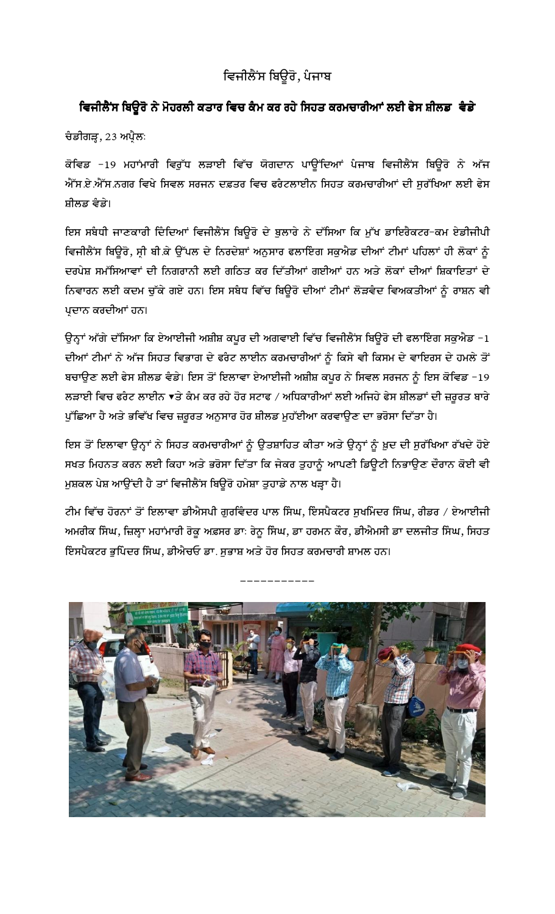ਵਿਜੀਲੈਂਸ ਬਿਊਰੋ, ਪੰਜਾਬ

## ਵਿਜੀਲੈਂਸ ਬਿਊਰੋ ਨੇ ਮੋਹਰਲੀ ਕਤਾਰ ਵਿਚ ਕੰਮ ਕਰ ਰਹੇ ਸਿਹਤ ਕਰਮਚਾਰੀਆਂ ਲਈ ਫੇਸ ਸ਼ੀਲਡ ਵੰਡੇ

ਚੰਡੀਗੜ੍ਹ, 23 ਅਪ੍ਰੈਲ:

ਕੋਵਿਡ -19 ਮਹਾਂਮਾਰੀ ਵਿਰੁੱਧ ਲੜਾਈ ਵਿੱਚ ਯੋਗਦਾਨ ਪਾਉਂਦਿਆਂ ਪੰਜਾਬ ਵਿਜੀਲੈਂਸ ਬਿਊਰੋ ਨੇ ਅੱਜ ਐੱਸ.ਏ.ਐੱਸ.ਨਗਰ ਵਿਖੇ ਸਿਵਲ ਸਰਜਨ ਦਫ਼ਤਰ ਵਿਚ ਫਰੰਟਲਾਈਨ ਸਿਹਤ ਕਰਮਚਾਰੀਆਂ ਦੀ ਸੁਰੱਖਿਆ ਲਈ ਫੇਸ ਸ਼ੀਲਡ ਵੰਡੇ।

ਇਸ ਸਬੰਧੀ ਜਾਣਕਾਰੀ ਦਿੰਦਿਆਂ ਵਿਜੀਲੈਂਸ ਬਿਊਰੋ ਦੇ ਬੁਲਾਰੇ ਨੇ ਦੱਸਿਆ ਕਿ ਮੁੱਖ ਡਾਇਰੈਕਟਰ-ਕਮ ਏਡੀਜੀਪੀ ਵਿਜੀਲੈਂਸ ਬਿਊਰੋ, ਸ੍ਰੀ ਬੀ.ਕੇ ਉੱਪਲ ਦੇ ਨਿਰਦੇਸ਼ਾਂ ਅਨੁਸਾਰ ਫਲਾਇੰਗ ਸਕੁਐਡ ਦੀਆਂ ਟੀਮਾਂ ਪਹਿਲਾਂ ਹੀ ਲੋਕਾਂ ਨੂੰ ਦਰਪੇਸ਼ ਸਮੱਸਿਆਵਾਂ ਦੀ ਨਿਗਰਾਨੀ ਲਈ ਗਠਿਤ ਕਰ ਦਿੱਤੀਆਂ ਗਈਆਂ ਹਨ ਅਤੇ ਲੋਕਾਂ ਦੀਆਂ ਸ਼ਿਕਾਇਤਾਂ ਦੇ ਨਿਵਾਰਨ ਲਈ ਕਦਮ ਚੁੱਕੇ ਗਏ ਹਨ। ਇਸ ਸਬੰਧ ਵਿੱਚ ਬਿਊਰੋ ਦੀਆਂ ਟੀਮਾਂ ਲੋੜਵੰਦ ਵਿਅਕਤੀਆਂ ਨੂੰ ਰਾਸ਼ਨ ਵੀ ਪ੍ਰਦਾਨ ਕਰਦੀਆਂ ਹਨ।

ਉਨ੍ਹਾਂ ਅੱਗੇ ਦੱਸਿਆ ਕਿ ਏਆਈਜੀ ਅਸ਼ੀਸ਼ ਕਪੂਰ ਦੀ ਅਗਵਾਈ ਵਿੱਚ ਵਿਜੀਲੈਂਸ ਬਿਊਰੋ ਦੀ ਫਲਾਇੰਗ ਸਕੁਐਡ -1 ਦੀਆਂ ਟੀਮਾਂ ਨੇ ਅੱਜ ਸਿਹਤ ਵਿਭਾਗ ਦੇ ਫਰੰਟ ਲਾਈਨ ਕਰਮਚਾਰੀਆਂ ਨੂੰ ਕਿਸੇ ਵੀ ਕਿਸਮ ਦੇ ਵਾਇਰਸ ਦੇ ਹਮਲੇ ਤੋਂ ਬਚਾਉਣ ਲਈ ਫੇਸ ਸ਼ੀਲਡ ਵੰਡੇ। ਇਸ ਤੋਂ ਇਲਾਵਾ ਏਆਈਜੀ ਅਸ਼ੀਸ਼ ਕਪੂਰ ਨੇ ਸਿਵਲ ਸਰਜਨ ਨੂੰ ਇਸ ਕੋਵਿਡ -19 ਲੜਾਈ ਵਿਚ ਫਰੰਟ ਲਾਈਨ ▾ਤੇ ਕੰਮ ਕਰ ਰਹੇ ਹੋਰ ਸਟਾਫ / ਅਧਿਕਾਰੀਆਂ ਲਈ ਅਜਿਹੇ ਫੇਸ ਸ਼ੀਲਡਾਂ ਦੀ ਜ਼ਰੂਰਤ ਬਾਰੇ ਪੁੱਛਿਆ ਹੈ ਅਤੇ ਭਵਿੱਖ ਵਿਚ ਜ਼ਰੂਰਤ ਅਨੁਸਾਰ ਹੋਰ ਸ਼ੀਲਡ ਮੁਹੱਈਆ ਕਰਵਾਉਣ ਦਾ ਭਰੋਸਾ ਦਿੱਤਾ ਹੈ।

ਇਸ ਤੋਂ ਇਲਾਵਾ ਉਨ੍ਹਾਂ ਨੇ ਸਿਹਤ ਕਰਮਚਾਰੀਆਂ ਨੂੰ ਉਤਸ਼ਾਹਿਤ ਕੀਤਾ ਅਤੇ ਉਨ੍ਹਾਂ ਨੂੰ ਖ਼ੁਦ ਦੀ ਸੁਰੱਖਿਆ ਰੱਖਦੇ ਹੋਏ ਸਖ਼ਤ ਮਿਹਨਤ ਕਰਨ ਲਈ ਕਿਹਾ ਅਤੇ ਭਰੋਸਾ ਦਿੱਤਾ ਕਿ ਜੇਕਰ ਤੁਹਾਨੂੰ ਆਪਣੀ ਡਿਊਟੀ ਨਿਭਾਉਣ ਦੌਰਾਨ ਕੋਈ ਵੀ ਮੁਸ਼ਕਲ ਪੇਸ਼ ਆਉਂਦੀ ਹੈ ਤਾਂ ਵਿਜੀਲੈਂਸ ਬਿਊਰੋ ਹਮੇਸ਼ਾ ਤੁਹਾਡੇ ਨਾਲ ਖੜ੍ਹਾ ਹੈ।

ਟੀਮ ਵਿੱਚ ਹੋਰਨਾਂ ਤੋਂ ਇਲਾਵਾ ਡੀਐਸਪੀ ਗੁਰਵਿੰਦਰ ਪਾਲ ਸਿੰਘ, ਇੰਸਪੈਕਟਰ ਸੁਖਮਿੰਦਰ ਸਿੰਘ, ਰੀਡਰ / ਏਆਈਜੀ ਅਮਰੀਕ ਸਿੰਘ, ਜ਼ਿਲ੍ਹਾ ਮਹਾਂਮਾਰੀ ਰੋਕੂ ਅਫ਼ਸਰ ਡਾ: ਰੇਨੂ ਸਿੰਘ, ਡਾ ਹਰਮਨ ਕੌਰ, ਡੀਐਮਸੀ ਡਾ ਦਲਜੀਤ ਸਿੰਘ, ਸਿਹਤ ਇੰਸਪੈਕਟਰ ਭੁਪਿੰਦਰ ਸਿੰਘ, ਡੀਐਚਓ ਡਾ. ਸੁਭਾਸ਼ ਅਤੇ ਹੋਰ ਸਿਹਤ ਕਰਮਚਾਰੀ ਸ਼ਾਮਲ ਹਨ।

-----------